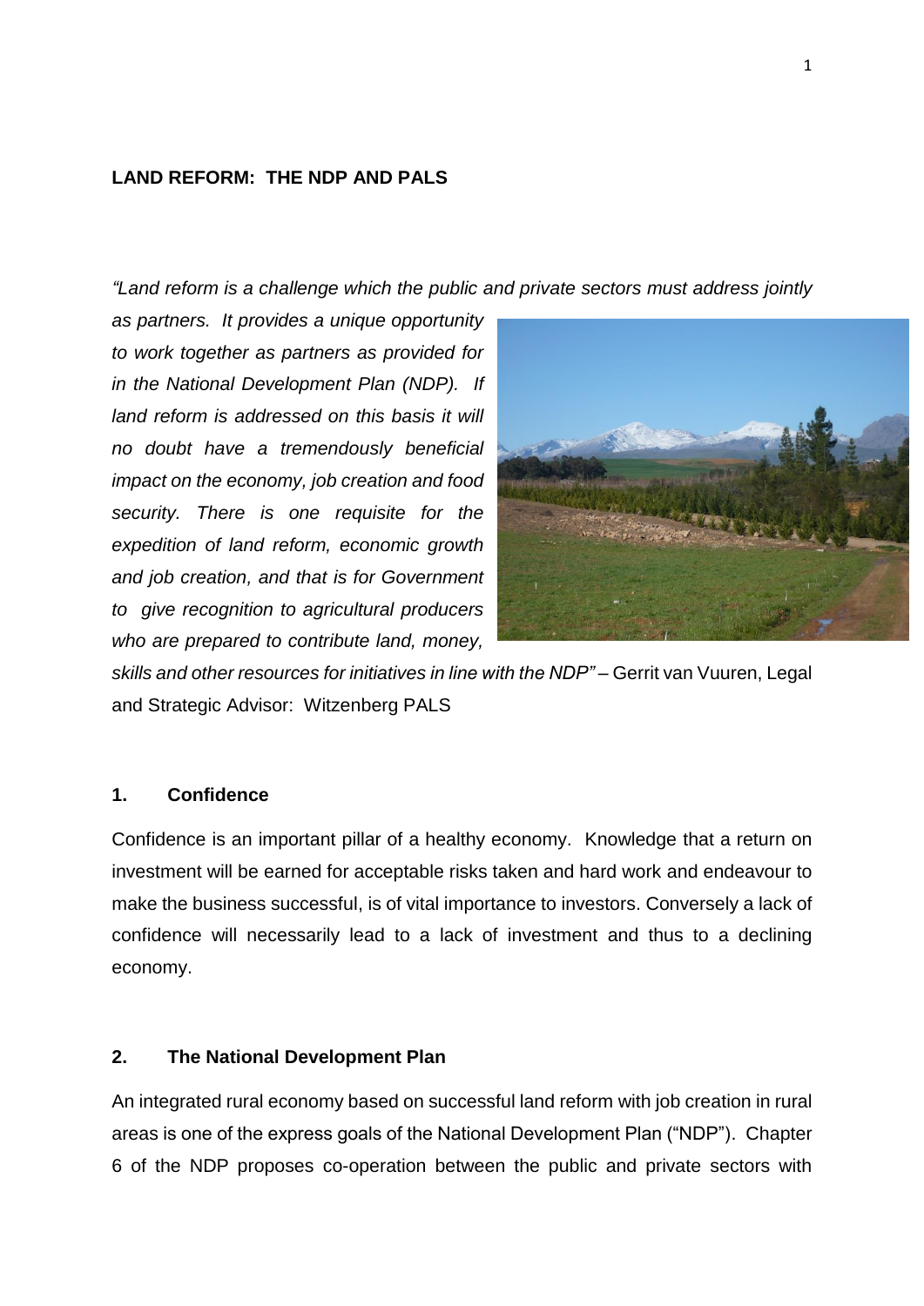**LAND REFORM: THE NDP AND PALS**

*"Land reform is a challenge which the public and private sectors must address jointly as partners. It provides a unique opportunity to work together as partners as provided for in the National Development Plan (NDP). If land reform is addressed on this basis it will no doubt have a tremendously beneficial impact on the economy, job creation and food security. There is one requisite for the expedition of land reform, economic growth and job creation, and that is for Government to give recognition to agricultural producers who are prepared to contribute land, money, skills and other resources for initiatives in line with the NDP"* – Gerrit van Vuuren, Legal and Strategic Advisor: Witzenberg PALS

## 1. Confidence

Confidence is an important pillar of a healthy economy. Knowledge that a return on investment will be earned for acceptable risks taken and hard work and endeavour to make the business successful, is of vital importance to investors. Conversely a lack of confidence will necessarily lead to a lack of investment and thus to a declining economy.

## 2. The National Development Plan

An integrated rural economy based on successful land reform with job creation in rural areas is one of the express goals of the National Development Plan ("NDP"). Chapter 6 of the NDP proposes co-operation between the public and private sectors with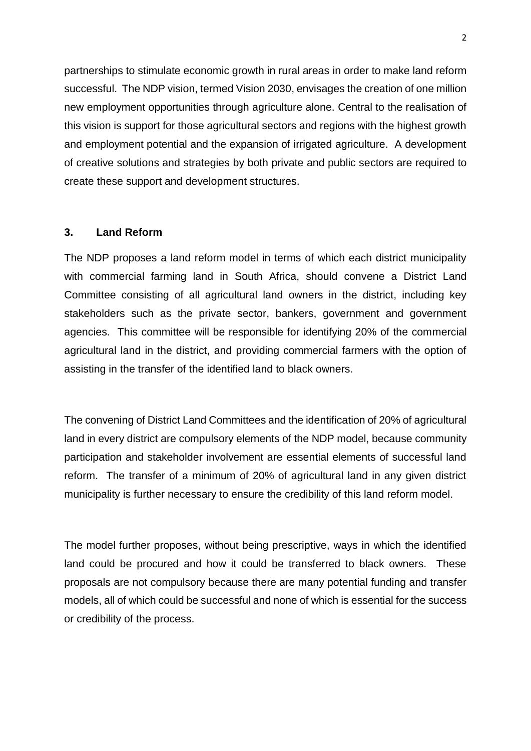partnerships to stimulate economic growth in rural areas in order to make land reform successful. The NDP vision, termed Vision 2030, envisages the creation of one million new employment opportunities through agriculture alone. Central to the realisation of this vision is support for those agricultural sectors and regions with the highest growth and employment potential and the expansion of irrigated agriculture. A development of creative solutions and strategies by both private and public sectors are required to create these support and development structures.

## 3. Land Reform

The NDP proposes a land reform model in terms of which each district municipality with commercial farming land in South Africa, should convene a District Land Committee consisting of all agricultural land owners in the district, including key stakeholders such as the private sector, bankers, government and government agencies. This committee will be responsible for identifying 20% of the commercial agricultural land in the district, and providing commercial farmers with the option of assisting in the transfer of the identified land to black owners.

The convening of District Land Committees and the identification of 20% of agricultural land in every district are compulsory elements of the NDP model, because community participation and stakeholder involvement are essential elements of successful land reform. The transfer of a minimum of 20% of agricultural land in any given district municipality is further necessary to ensure the credibility of this land reform model.

The model further proposes, without being prescriptive, ways in which the identified land could be procured and how it could be transferred to black owners. These proposals are not compulsory because there are many potential funding and transfer models, all of which could be successful and none of which is essential for the success or credibility of the process.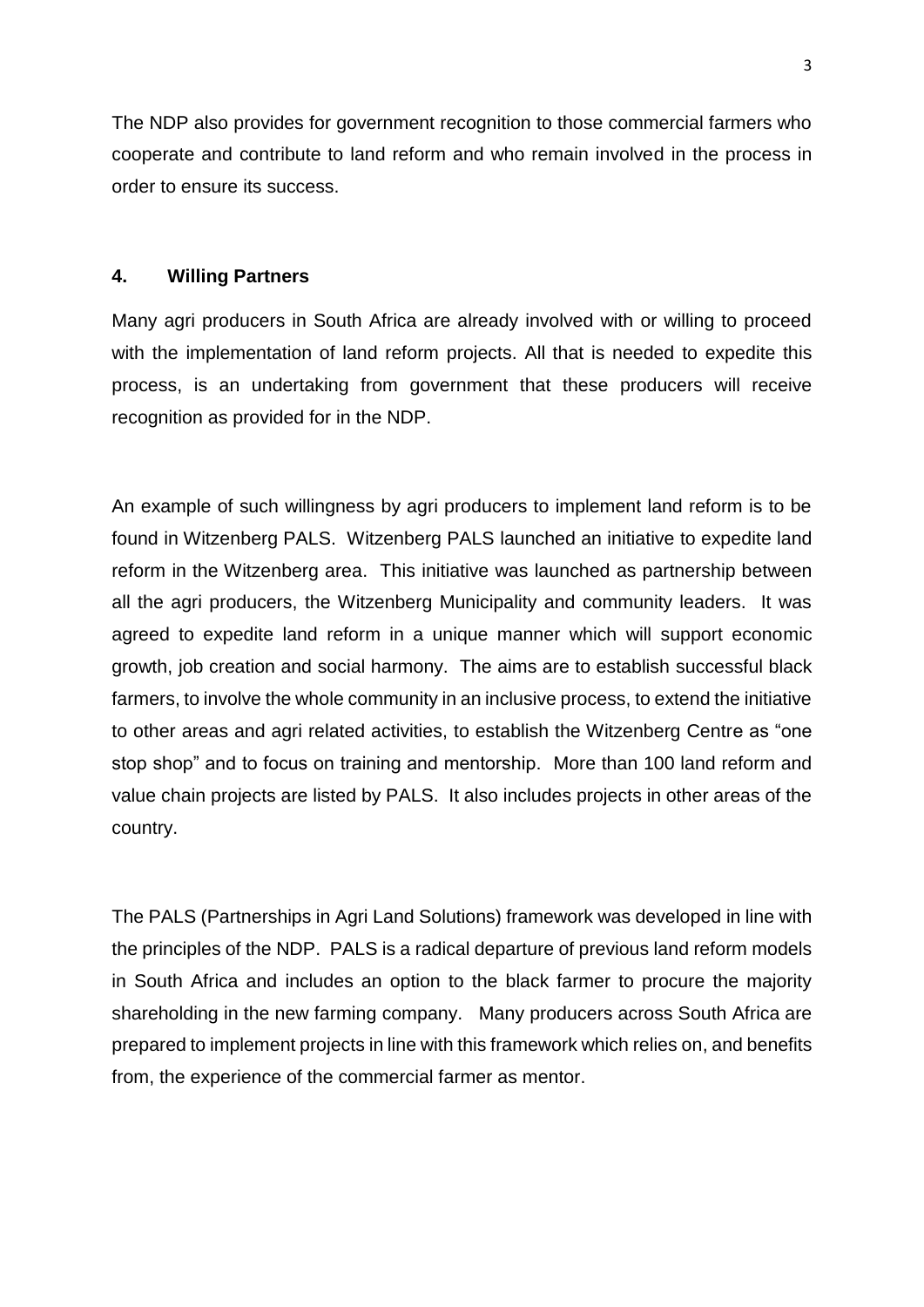The NDP also provides for government recognition to those commercial farmers who cooperate and contribute to land reform and who remain involved in the process in order to ensure its success.

## 4. Willing Partners

Many agri producers in South Africa are already involved with or willing to proceed with the implementation of land reform projects. All that is needed to expedite this process, is an undertaking from government that these producers will receive recognition as provided for in the NDP.

An example of such willingness by agri producers to implement land reform is to be found in Witzenberg PALS. Witzenberg PALS launched an initiative to expedite land reform in the Witzenberg area. This initiative was launched as partnership between all the agri producers, the Witzenberg Municipality and community leaders. It was agreed to expedite land reform in a unique manner which will support economic growth, job creation and social harmony. The aims are to establish successful black farmers, to involve the whole community in an inclusive process, to extend the initiative to other areas and agri related activities, to establish the Witzenberg Centre as "one stop shop" and to focus on training and mentorship. More than 100 land reform and value chain projects are listed by PALS. It also includes projects in other areas of the country.

The PALS (Partnerships in Agri Land Solutions) framework was developed in line with the principles of the NDP. PALS is a radical departure of previous land reform models in South Africa and includes an option to the black farmer to procure the majority shareholding in the new farming company. Many producers across South Africa are prepared to implement projects in line with this framework which relies on, and benefits from, the experience of the commercial farmer as mentor.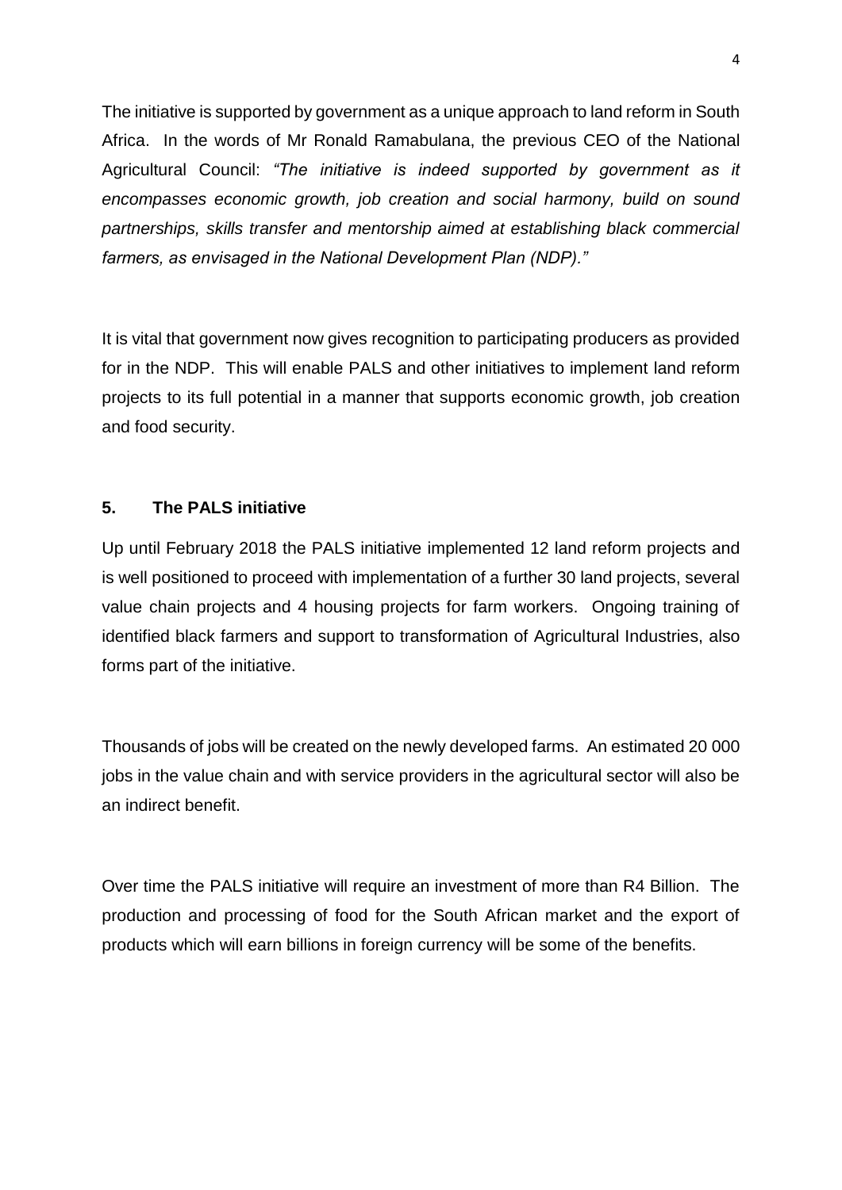The initiative is supported by government as a unique approach to land reform in South Africa. In the words of Mr Ronald Ramabulana, the previous CEO of the National Agricultural Council: *"The initiative is indeed supported by government as it encompasses economic growth, job creation and social harmony, build on sound partnerships, skills transfer and mentorship aimed at establishing black commercial farmers, as envisaged in the National Development Plan (NDP)."*

It is vital that government now gives recognition to participating producers as provided for in the NDP. This will enable PALS and other initiatives to implement land reform projects to its full potential in a manner that supports economic growth, job creation and food security.

## 5. The PALS initiative

Up until February 2018 the PALS initiative implemented 12 land reform projects and is well positioned to proceed with implementation of a further 30 land projects, several value chain projects and 4 housing projects for farm workers. Ongoing training of identified black farmers and support to transformation of Agricultural Industries, also forms part of the initiative.

Thousands of jobs will be created on the newly developed farms. An estimated 20 000 jobs in the value chain and with service providers in the agricultural sector will also be an indirect benefit.

Over time the PALS initiative will require an investment of more than R4 Billion. The production and processing of food for the South African market and the export of products which will earn billions in foreign currency will be some of the benefits.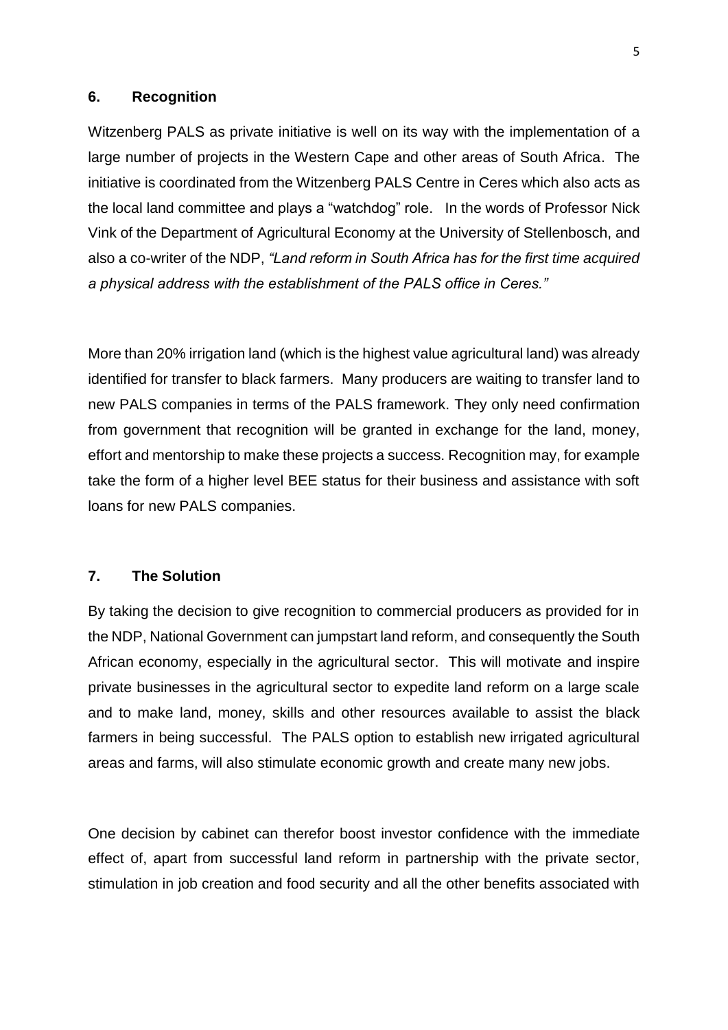## 6. Recognition

Witzenberg PALS as private initiative is well on its way with the implementation of a large number of projects in the Western Cape and other areas of South Africa. The initiative is coordinated from the Witzenberg PALS Centre in Ceres which also acts as the local land committee and plays a "watchdog" role. In the words of Professor Nick Vink of the Department of Agricultural Economy at the University of Stellenbosch, and also a co-writer of the NDP, *"Land reform in South Africa has for the first time acquired a physical address with the establishment of the PALS office in Ceres."*

More than 20% irrigation land (which is the highest value agricultural land) was already identified for transfer to black farmers. Many producers are waiting to transfer land to new PALS companies in terms of the PALS framework. They only need confirmation from government that recognition will be granted in exchange for the land, money, effort and mentorship to make these projects a success. Recognition may, for example take the form of a higher level BEE status for their business and assistance with soft loans for new PALS companies.

## 7. The Solution

By taking the decision to give recognition to commercial producers as provided for in the NDP, National Government can jumpstart land reform, and consequently the South African economy, especially in the agricultural sector. This will motivate and inspire private businesses in the agricultural sector to expedite land reform on a large scale and to make land, money, skills and other resources available to assist the black farmers in being successful. The PALS option to establish new irrigated agricultural areas and farms, will also stimulate economic growth and create many new jobs.

One decision by cabinet can therefor boost investor confidence with the immediate effect of, apart from successful land reform in partnership with the private sector, stimulation in job creation and food security and all the other benefits associated with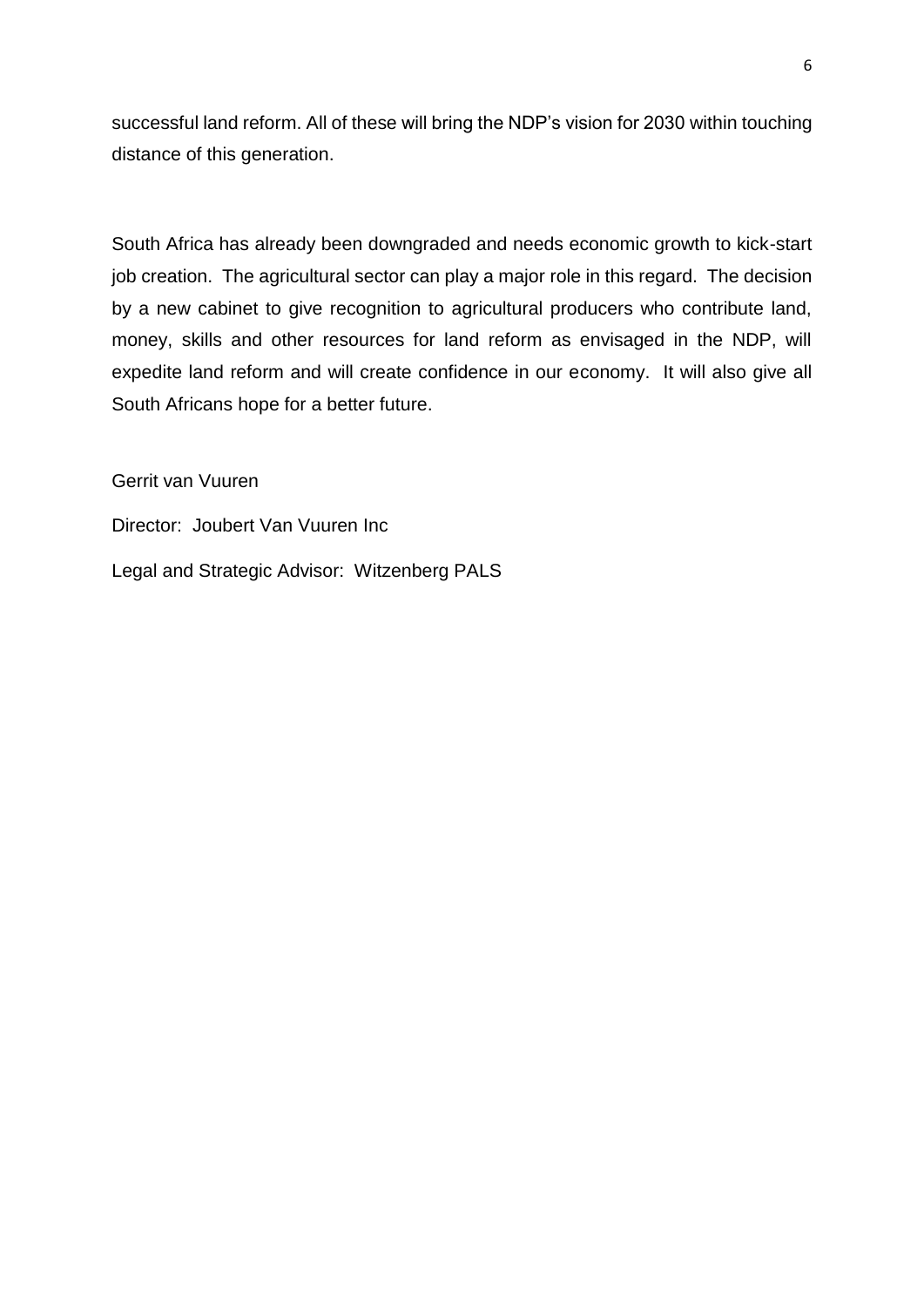successful land reform. All of these will bring the NDP's vision for 2030 within touching distance of this generation.

South Africa has already been downgraded and needs economic growth to kick-start job creation. The agricultural sector can play a major role in this regard. The decision by a new cabinet to give recognition to agricultural producers who contribute land, money, skills and other resources for land reform as envisaged in the NDP, will expedite land reform and will create confidence in our economy. It will also give all South Africans hope for a better future.

Gerrit van Vuuren

Director: Joubert Van Vuuren Inc

Legal and Strategic Advisor: Witzenberg PALS